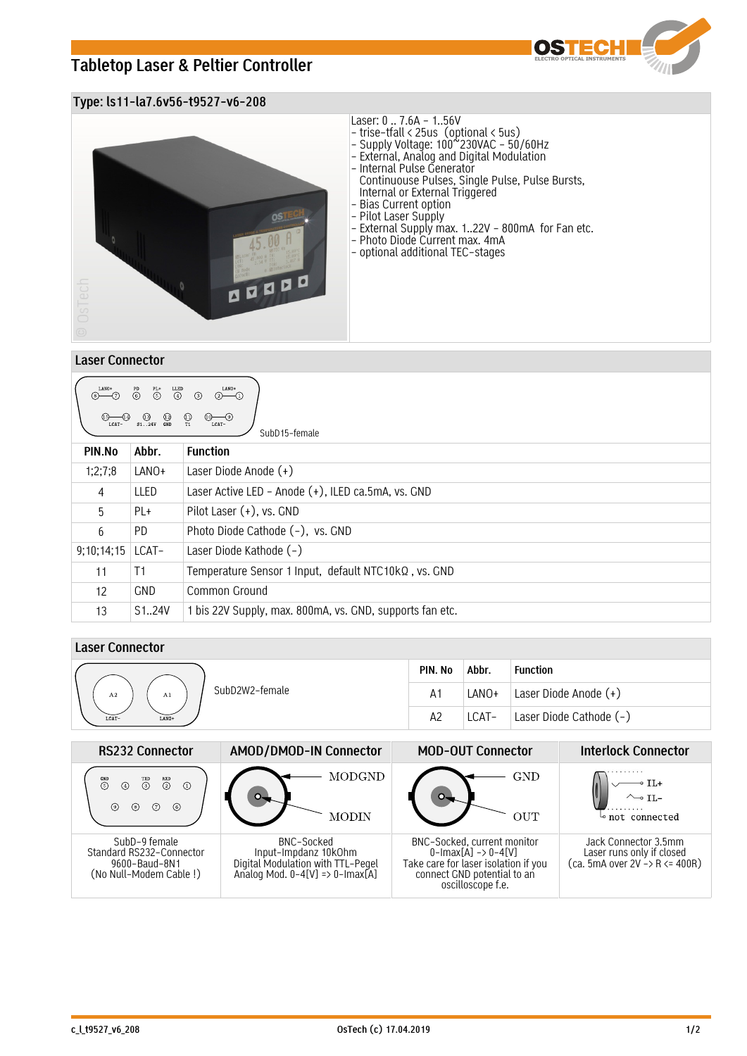# Tabletop Laser & Peltier Controller

## Type: ls11-la7.6v56-t9527-v6-208

Laser: 0 .. 7.6A – 1..56V
- trise-tfall < 25us (optional < 5us)
- Supply Voltage: 100~230VAC – 50/60Hz
- External, Analog and Digital Modulation
- Internal Pulse Generator
  Continuouse Pulses, Single Pulse, Pulse Bursts,
  Internal or External Triggered
- Bias Current option
- Pilot Laser Supply
- External Supply max. 1..22V – 800mA for Fan etc.
- Photo Diode Current max. 4mA
- optional additional TEC-stages

## Laser Connector

SubD15-female

| PIN.No | Abbr. | Function |
|---|---|---|
| 1;2;7;8 | LANO+ | Laser Diode Anode (+) |
| 4 | LLED | Laser Active LED – Anode (+), ILED ca.5mA, vs. GND |
| 5 | PL+ | Pilot Laser (+), vs. GND |
| 6 | PD | Photo Diode Cathode (-), vs. GND |
| 9;10;14;15 | LCAT- | Laser Diode Kathode (-) |
| 11 | T1 | Temperature Sensor 1 Input, default NTC10kΩ , vs. GND |
| 12 | GND | Common Ground |
| 13 | S1..24V | 1 bis 22V Supply, max. 800mA, vs. GND, supports fan etc. |

## Laser Connector

SubD2W2-female

| PIN. No | Abbr. | Function |
|---|---|---|
| A1 | LANO+ | Laser Diode Anode (+) |
| A2 | LCAT- | Laser Diode Cathode (-) |

| RS232 Connector | AMOD/DMOD-IN Connector | MOD-OUT Connector | Interlock Connector |
|---|---|---|---|
| SubD-9 female<br>Standard RS232-Connector<br>9600-Baud-8N1<br>(No Null-Modem Cable !) | BNC-Socked<br>Input-Impdanz 10kOhm<br>Digital Modulation with TTL-Pegel<br>Analog Mod. 0-4[V] => 0-Imax[A] | BNC-Socked, current monitor<br>0-Imax[A] -> 0-4[V]<br>Take care for laser isolation if you connect GND potential to an oscilloscope f.e. | Jack Connector 3.5mm<br>Laser runs only if closed<br>(ca. 5mA over 2V -> R <= 400R) |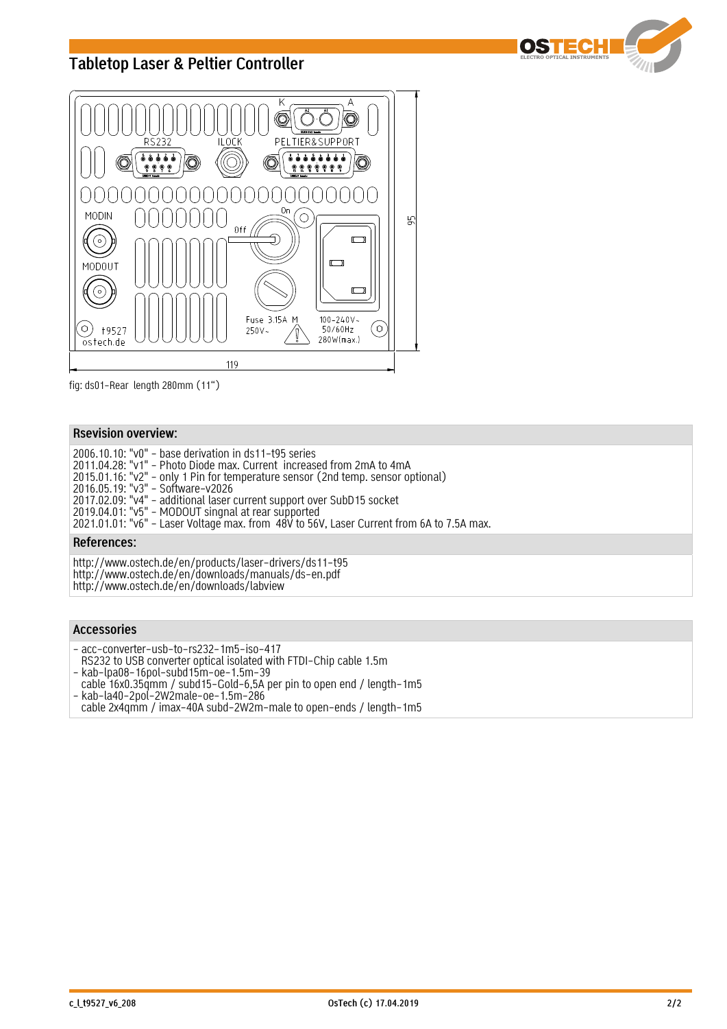# Tabletop Laser & Peltier Controller

K
A
RS232
ILOCK
PELTIER&SUPPORT
MODIN
On
Off
MODOUT
Fuse 3.15A M
250V~
100-240V~
50/60Hz
280W(max.)
t9527
ostech.de
95
119

fig: ds01-Rear length 280mm (11")

## Rsevision overview:

2006.10.10: "v0" – base derivation in ds11-t95 series
2011.04.28: "v1" – Photo Diode max. Current increased from 2mA to 4mA
2015.01.16: "v2" – only 1 Pin for temperature sensor (2nd temp. sensor optional)
2016.05.19: "v3" – Software-v2026
2017.02.09: "v4" – additional laser current support over SubD15 socket
2019.04.01: "v5" – MODOUT singnal at rear supported
2021.01.01: "v6" – Laser Voltage max. from 48V to 56V, Laser Current from 6A to 7.5A max.

## References:

http://www.ostech.de/en/products/laser-drivers/ds11-t95
http://www.ostech.de/en/downloads/manuals/ds-en.pdf
http://www.ostech.de/en/downloads/labview

## Accessories

- acc-converter-usb-to-rs232-1m5-iso-417
  RS232 to USB converter optical isolated with FTDI-Chip cable 1.5m
- kab-lpa08-16pol-subd15m-oe-1.5m-39
  cable 16x0.35qmm / subd15-Gold-6,5A per pin to open end / length-1m5
- kab-la40-2pol-2W2male-oe-1.5m-286
  cable 2x4qmm / imax-40A subd-2W2m-male to open-ends / length-1m5